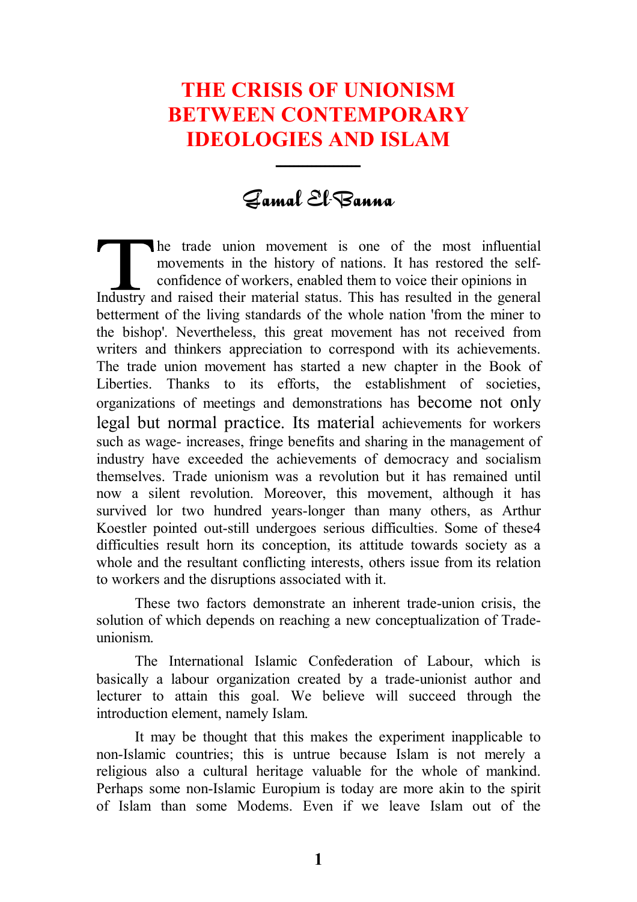# THE CRISIS OF UNIONISM BETWEEN CONTEMPORARY IDEOLOGIES AND ISLAM

## Gamal El-Banna

The trade union movement is one of the most influential movements in the history of nations. It has restored the self-confidence of workers, enabled them to voice their opinions in Industry and raised their material status. This has resulted in the general betterment of the living standards of the whole nation 'from the miner to the bishop'. Nevertheless, this great movement has not received from writers and thinkers appreciation to correspond with its achievements. The trade union movement has started a new chapter in the Book of Liberties. Thanks to its efforts, the establishment of societies, organizations of meetings and demonstrations has become not only legal but normal practice. Its material achievements for workers such as wage- increases, fringe benefits and sharing in the management of industry have exceeded the achievements of democracy and socialism themselves. Trade unionism was a revolution but it has remained until now a silent revolution. Moreover, this movement, although it has survived lor two hundred years-longer than many others, as Arthur Koestler pointed out-still undergoes serious difficulties. Some of these4 difficulties result horn its conception, its attitude towards society as a whole and the resultant conflicting interests, others issue from its relation to workers and the disruptions associated with it.

These two factors demonstrate an inherent trade-union crisis, the solution of which depends on reaching a new conceptualization of Trade-unionism.

The International Islamic Confederation of Labour, which is basically a labour organization created by a trade-unionist author and lecturer to attain this goal. We believe will succeed through the introduction element, namely Islam.

It may be thought that this makes the experiment inapplicable to non-Islamic countries; this is untrue because Islam is not merely a religious also a cultural heritage valuable for the whole of mankind. Perhaps some non-Islamic Europium is today are more akin to the spirit of Islam than some Modems. Even if we leave Islam out of the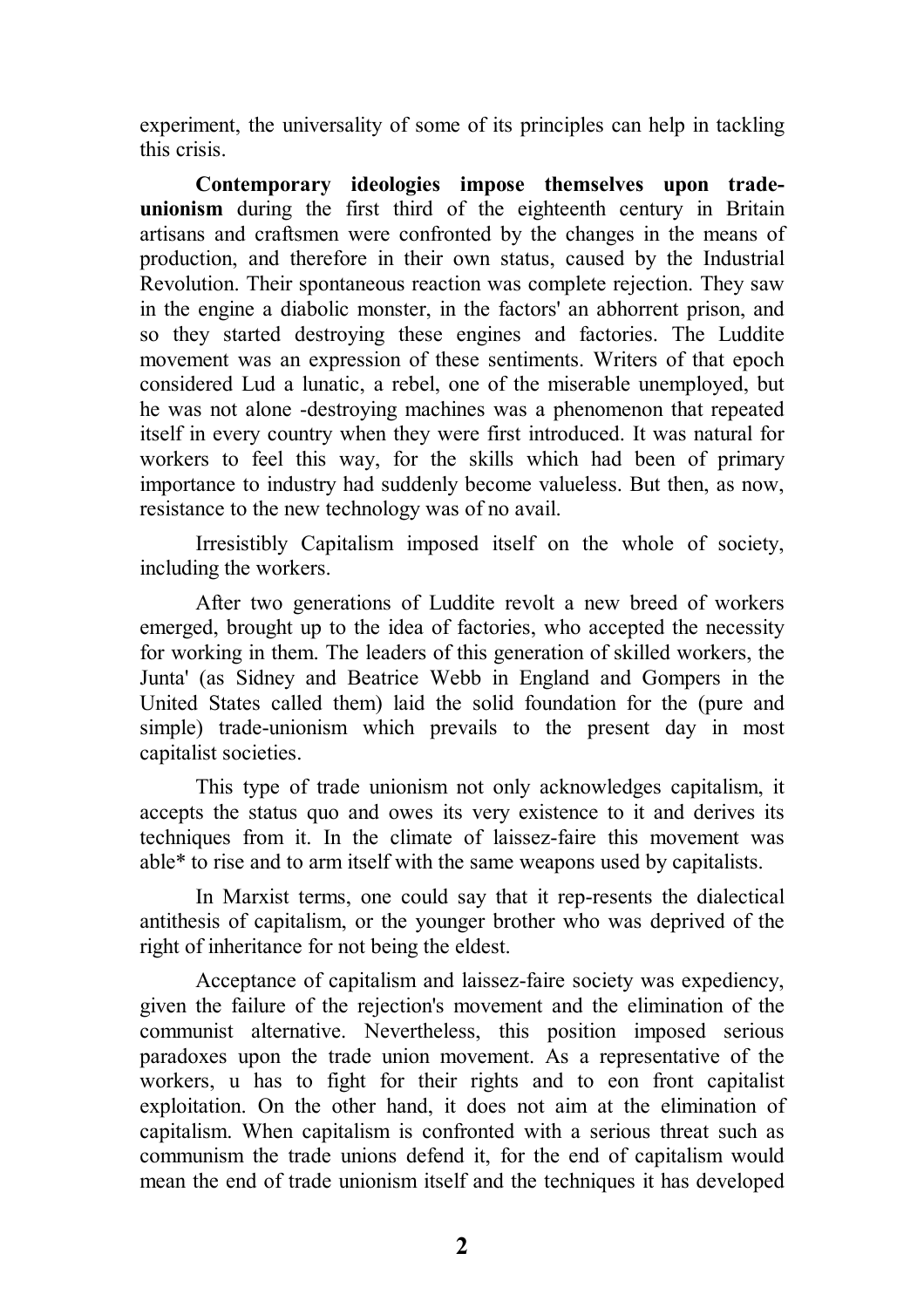experiment, the universality of some of its principles can help in tackling this crisis.

**Contemporary ideologies impose themselves upon trade-unionism** during the first third of the eighteenth century in Britain artisans and craftsmen were confronted by the changes in the means of production, and therefore in their own status, caused by the Industrial Revolution. Their spontaneous reaction was complete rejection. They saw in the engine a diabolic monster, in the factors' an abhorrent prison, and so they started destroying these engines and factories. The Luddite movement was an expression of these sentiments. Writers of that epoch considered Lud a lunatic, a rebel, one of the miserable unemployed, but he was not alone -destroying machines was a phenomenon that repeated itself in every country when they were first introduced. It was natural for workers to feel this way, for the skills which had been of primary importance to industry had suddenly become valueless. But then, as now, resistance to the new technology was of no avail.

Irresistibly Capitalism imposed itself on the whole of society, including the workers.

After two generations of Luddite revolt a new breed of workers emerged, brought up to the idea of factories, who accepted the necessity for working in them. The leaders of this generation of skilled workers, the Junta' (as Sidney and Beatrice Webb in England and Gompers in the United States called them) laid the solid foundation for the (pure and simple) trade-unionism which prevails to the present day in most capitalist societies.

This type of trade unionism not only acknowledges capitalism, it accepts the status quo and owes its very existence to it and derives its techniques from it. In the climate of laissez-faire this movement was able* to rise and to arm itself with the same weapons used by capitalists.

In Marxist terms, one could say that it rep-resents the dialectical antithesis of capitalism, or the younger brother who was deprived of the right of inheritance for not being the eldest.

Acceptance of capitalism and laissez-faire society was expediency, given the failure of the rejection's movement and the elimination of the communist alternative. Nevertheless, this position imposed serious paradoxes upon the trade union movement. As a representative of the workers, u has to fight for their rights and to eon front capitalist exploitation. On the other hand, it does not aim at the elimination of capitalism. When capitalism is confronted with a serious threat such as communism the trade unions defend it, for the end of capitalism would mean the end of trade unionism itself and the techniques it has developed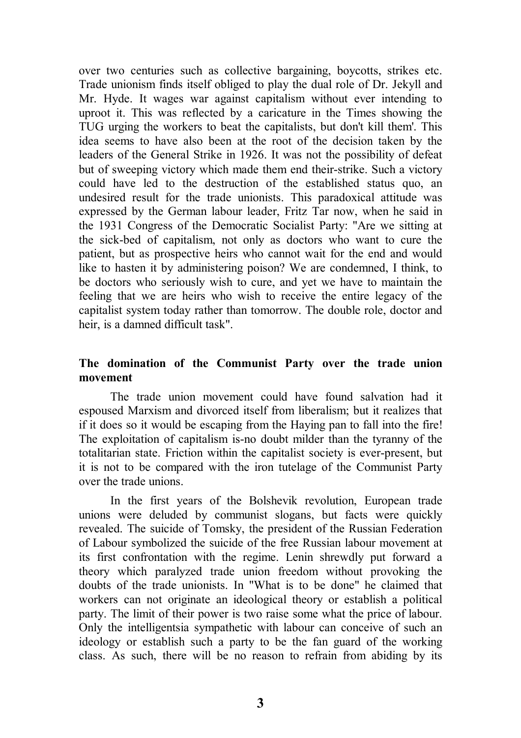over two centuries such as collective bargaining, boycotts, strikes etc. Trade unionism finds itself obliged to play the dual role of Dr. Jekyll and Mr. Hyde. It wages war against capitalism without ever intending to uproot it. This was reflected by a caricature in the Times showing the TUG urging the workers to beat the capitalists, but don't kill them'. This idea seems to have also been at the root of the decision taken by the leaders of the General Strike in 1926. It was not the possibility of defeat but of sweeping victory which made them end their-strike. Such a victory could have led to the destruction of the established status quo, an undesired result for the trade unionists. This paradoxical attitude was expressed by the German labour leader, Fritz Tar now, when he said in the 1931 Congress of the Democratic Socialist Party: "Are we sitting at the sick-bed of capitalism, not only as doctors who want to cure the patient, but as prospective heirs who cannot wait for the end and would like to hasten it by administering poison? We are condemned, I think, to be doctors who seriously wish to cure, and yet we have to maintain the feeling that we are heirs who wish to receive the entire legacy of the capitalist system today rather than tomorrow. The double role, doctor and heir, is a damned difficult task".

## The domination of the Communist Party over the trade union movement

The trade union movement could have found salvation had it espoused Marxism and divorced itself from liberalism; but it realizes that if it does so it would be escaping from the Haying pan to fall into the fire! The exploitation of capitalism is-no doubt milder than the tyranny of the totalitarian state. Friction within the capitalist society is ever-present, but it is not to be compared with the iron tutelage of the Communist Party over the trade unions.

In the first years of the Bolshevik revolution, European trade unions were deluded by communist slogans, but facts were quickly revealed. The suicide of Tomsky, the president of the Russian Federation of Labour symbolized the suicide of the free Russian labour movement at its first confrontation with the regime. Lenin shrewdly put forward a theory which paralyzed trade union freedom without provoking the doubts of the trade unionists. In "What is to be done" he claimed that workers can not originate an ideological theory or establish a political party. The limit of their power is two raise some what the price of labour. Only the intelligentsia sympathetic with labour can conceive of such an ideology or establish such a party to be the fan guard of the working class. As such, there will be no reason to refrain from abiding by its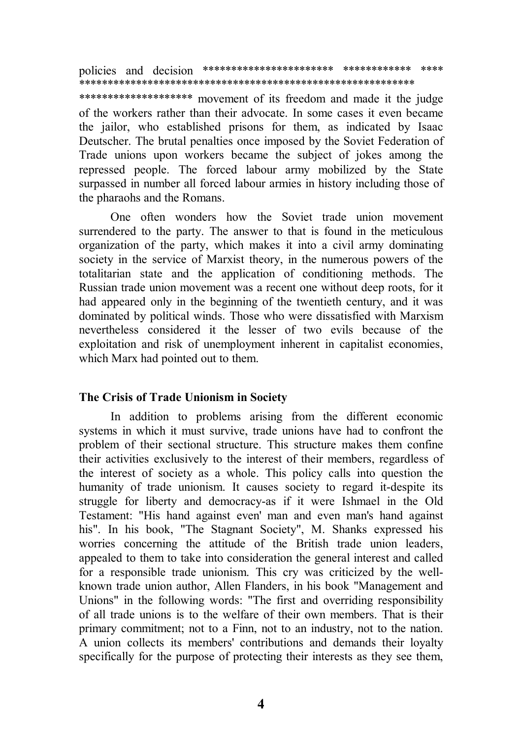policies and decision ********************** ************ **** ********************************************************** ******************* movement of its freedom and made it the judge of the workers rather than their advocate. In some cases it even became the jailor, who established prisons for them, as indicated by Isaac Deutscher. The brutal penalties once imposed by the Soviet Federation of Trade unions upon workers became the subject of jokes among the repressed people. The forced labour army mobilized by the State surpassed in number all forced labour armies in history including those of the pharaohs and the Romans.

One often wonders how the Soviet trade union movement surrendered to the party. The answer to that is found in the meticulous organization of the party, which makes it into a civil army dominating society in the service of Marxist theory, in the numerous powers of the totalitarian state and the application of conditioning methods. The Russian trade union movement was a recent one without deep roots, for it had appeared only in the beginning of the twentieth century, and it was dominated by political winds. Those who were dissatisfied with Marxism nevertheless considered it the lesser of two evils because of the exploitation and risk of unemployment inherent in capitalist economies, which Marx had pointed out to them.

**The Crisis of Trade Unionism in Society**

In addition to problems arising from the different economic systems in which it must survive, trade unions have had to confront the problem of their sectional structure. This structure makes them confine their activities exclusively to the interest of their members, regardless of the interest of society as a whole. This policy calls into question the humanity of trade unionism. It causes society to regard it-despite its struggle for liberty and democracy-as if it were Ishmael in the Old Testament: "His hand against even' man and even man's hand against his". In his book, "The Stagnant Society", M. Shanks expressed his worries concerning the attitude of the British trade union leaders, appealed to them to take into consideration the general interest and called for a responsible trade unionism. This cry was criticized by the well-known trade union author, Allen Flanders, in his book "Management and Unions" in the following words: "The first and overriding responsibility of all trade unions is to the welfare of their own members. That is their primary commitment; not to a Finn, not to an industry, not to the nation. A union collects its members' contributions and demands their loyalty specifically for the purpose of protecting their interests as they see them,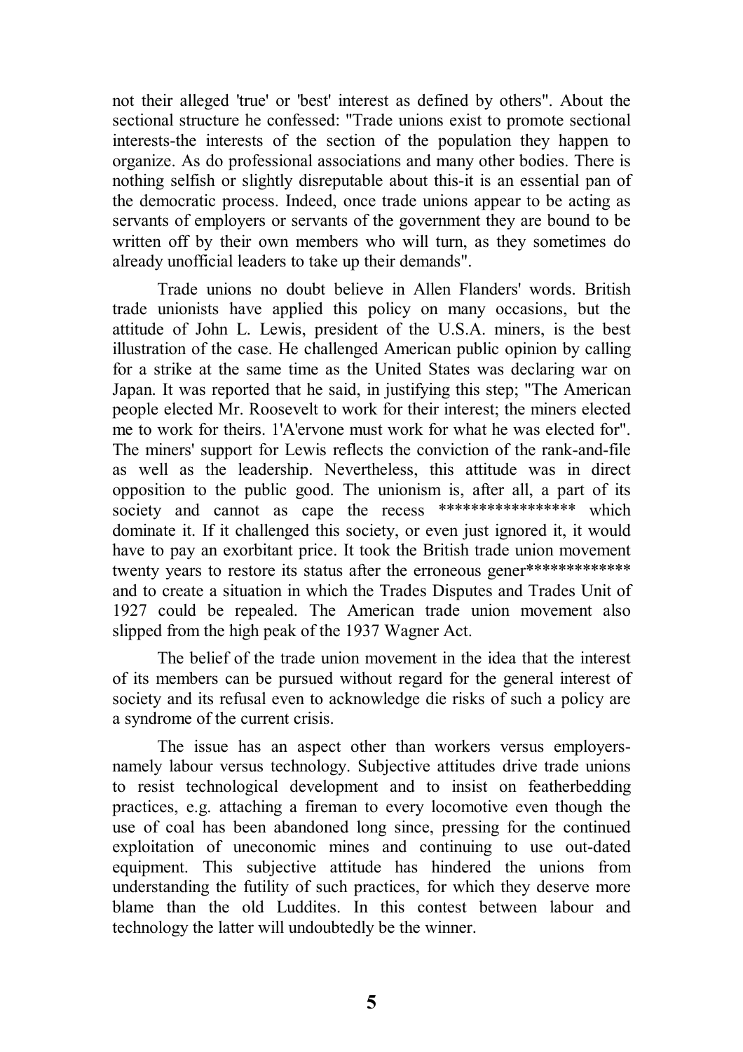not their alleged 'true' or 'best' interest as defined by others". About the sectional structure he confessed: "Trade unions exist to promote sectional interests-the interests of the section of the population they happen to organize. As do professional associations and many other bodies. There is nothing selfish or slightly disreputable about this-it is an essential pan of the democratic process. Indeed, once trade unions appear to be acting as servants of employers or servants of the government they are bound to be written off by their own members who will turn, as they sometimes do already unofficial leaders to take up their demands".

Trade unions no doubt believe in Allen Flanders' words. British trade unionists have applied this policy on many occasions, but the attitude of John L. Lewis, president of the U.S.A. miners, is the best illustration of the case. He challenged American public opinion by calling for a strike at the same time as the United States was declaring war on Japan. It was reported that he said, in justifying this step; "The American people elected Mr. Roosevelt to work for their interest; the miners elected me to work for theirs. 1'A'ervone must work for what he was elected for". The miners' support for Lewis reflects the conviction of the rank-and-file as well as the leadership. Nevertheless, this attitude was in direct opposition to the public good. The unionism is, after all, a part of its society and cannot as cape the recess **************** which dominate it. If it challenged this society, or even just ignored it, it would have to pay an exorbitant price. It took the British trade union movement twenty years to restore its status after the erroneous gener************ and to create a situation in which the Trades Disputes and Trades Unit of 1927 could be repealed. The American trade union movement also slipped from the high peak of the 1937 Wagner Act.

The belief of the trade union movement in the idea that the interest of its members can be pursued without regard for the general interest of society and its refusal even to acknowledge die risks of such a policy are a syndrome of the current crisis.

The issue has an aspect other than workers versus employers-namely labour versus technology. Subjective attitudes drive trade unions to resist technological development and to insist on featherbedding practices, e.g. attaching a fireman to every locomotive even though the use of coal has been abandoned long since, pressing for the continued exploitation of uneconomic mines and continuing to use out-dated equipment. This subjective attitude has hindered the unions from understanding the futility of such practices, for which they deserve more blame than the old Luddites. In this contest between labour and technology the latter will undoubtedly be the winner.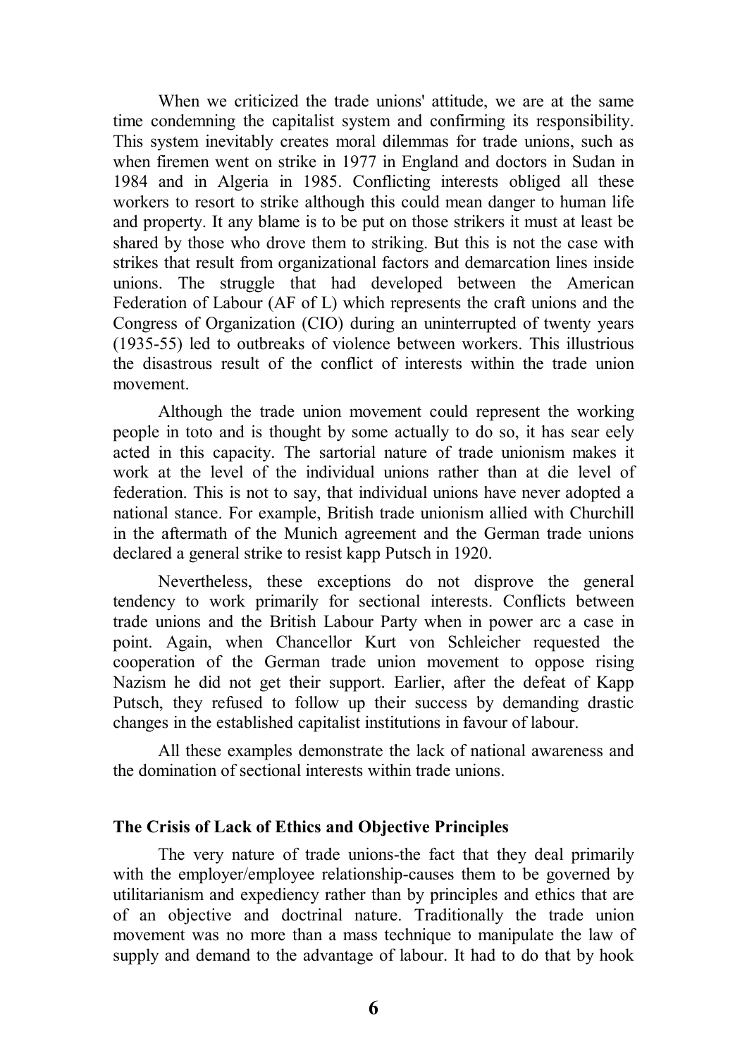When we criticized the trade unions' attitude, we are at the same time condemning the capitalist system and confirming its responsibility. This system inevitably creates moral dilemmas for trade unions, such as when firemen went on strike in 1977 in England and doctors in Sudan in 1984 and in Algeria in 1985. Conflicting interests obliged all these workers to resort to strike although this could mean danger to human life and property. It any blame is to be put on those strikers it must at least be shared by those who drove them to striking. But this is not the case with strikes that result from organizational factors and demarcation lines inside unions. The struggle that had developed between the American Federation of Labour (AF of L) which represents the craft unions and the Congress of Organization (CIO) during an uninterrupted of twenty years (1935-55) led to outbreaks of violence between workers. This illustrious the disastrous result of the conflict of interests within the trade union movement.

Although the trade union movement could represent the working people in toto and is thought by some actually to do so, it has sear eely acted in this capacity. The sartorial nature of trade unionism makes it work at the level of the individual unions rather than at die level of federation. This is not to say, that individual unions have never adopted a national stance. For example, British trade unionism allied with Churchill in the aftermath of the Munich agreement and the German trade unions declared a general strike to resist kapp Putsch in 1920.

Nevertheless, these exceptions do not disprove the general tendency to work primarily for sectional interests. Conflicts between trade unions and the British Labour Party when in power arc a case in point. Again, when Chancellor Kurt von Schleicher requested the cooperation of the German trade union movement to oppose rising Nazism he did not get their support. Earlier, after the defeat of Kapp Putsch, they refused to follow up their success by demanding drastic changes in the established capitalist institutions in favour of labour.

All these examples demonstrate the lack of national awareness and the domination of sectional interests within trade unions.

### The Crisis of Lack of Ethics and Objective Principles

The very nature of trade unions-the fact that they deal primarily with the employer/employee relationship-causes them to be governed by utilitarianism and expediency rather than by principles and ethics that are of an objective and doctrinal nature. Traditionally the trade union movement was no more than a mass technique to manipulate the law of supply and demand to the advantage of labour. It had to do that by hook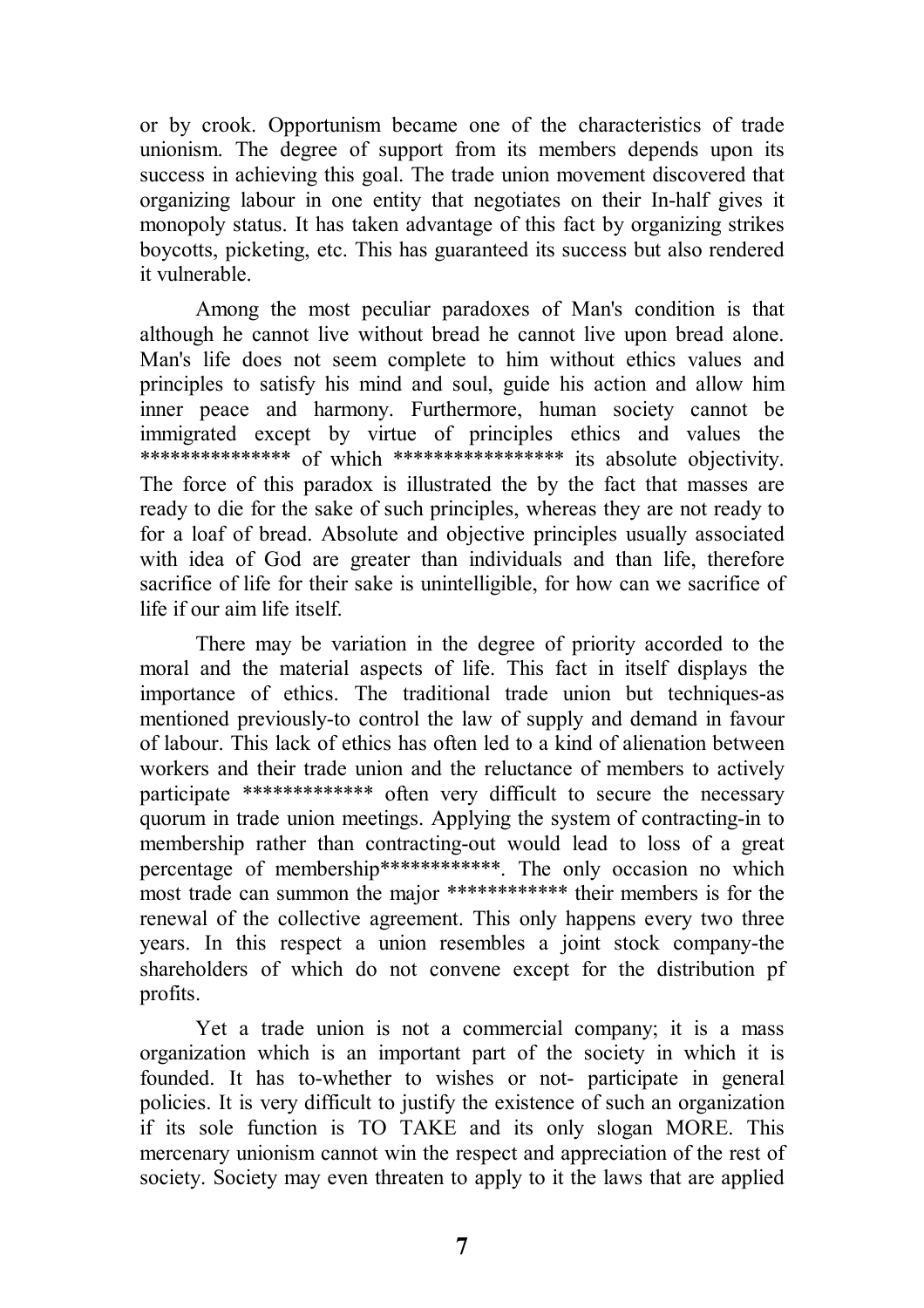or by crook. Opportunism became one of the characteristics of trade unionism. The degree of support from its members depends upon its success in achieving this goal. The trade union movement discovered that organizing labour in one entity that negotiates on their In-half gives it monopoly status. It has taken advantage of this fact by organizing strikes boycotts, picketing, etc. This has guaranteed its success but also rendered it vulnerable.

Among the most peculiar paradoxes of Man's condition is that although he cannot live without bread he cannot live upon bread alone. Man's life does not seem complete to him without ethics values and principles to satisfy his mind and soul, guide his action and allow him inner peace and harmony. Furthermore, human society cannot be immigrated except by virtue of principles ethics and values the *************** of which ***************** its absolute objectivity. The force of this paradox is illustrated the by the fact that masses are ready to die for the sake of such principles, whereas they are not ready to for a loaf of bread. Absolute and objective principles usually associated with idea of God are greater than individuals and than life, therefore sacrifice of life for their sake is unintelligible, for how can we sacrifice of life if our aim life itself.

There may be variation in the degree of priority accorded to the moral and the material aspects of life. This fact in itself displays the importance of ethics. The traditional trade union but techniques-as mentioned previously-to control the law of supply and demand in favour of labour. This lack of ethics has often led to a kind of alienation between workers and their trade union and the reluctance of members to actively participate ************* often very difficult to secure the necessary quorum in trade union meetings. Applying the system of contracting-in to membership rather than contracting-out would lead to loss of a great percentage of membership************. The only occasion no which most trade can summon the major ************ their members is for the renewal of the collective agreement. This only happens every two three years. In this respect a union resembles a joint stock company-the shareholders of which do not convene except for the distribution pf profits.

Yet a trade union is not a commercial company; it is a mass organization which is an important part of the society in which it is founded. It has to-whether to wishes or not- participate in general policies. It is very difficult to justify the existence of such an organization if its sole function is TO TAKE and its only slogan MORE. This mercenary unionism cannot win the respect and appreciation of the rest of society. Society may even threaten to apply to it the laws that are applied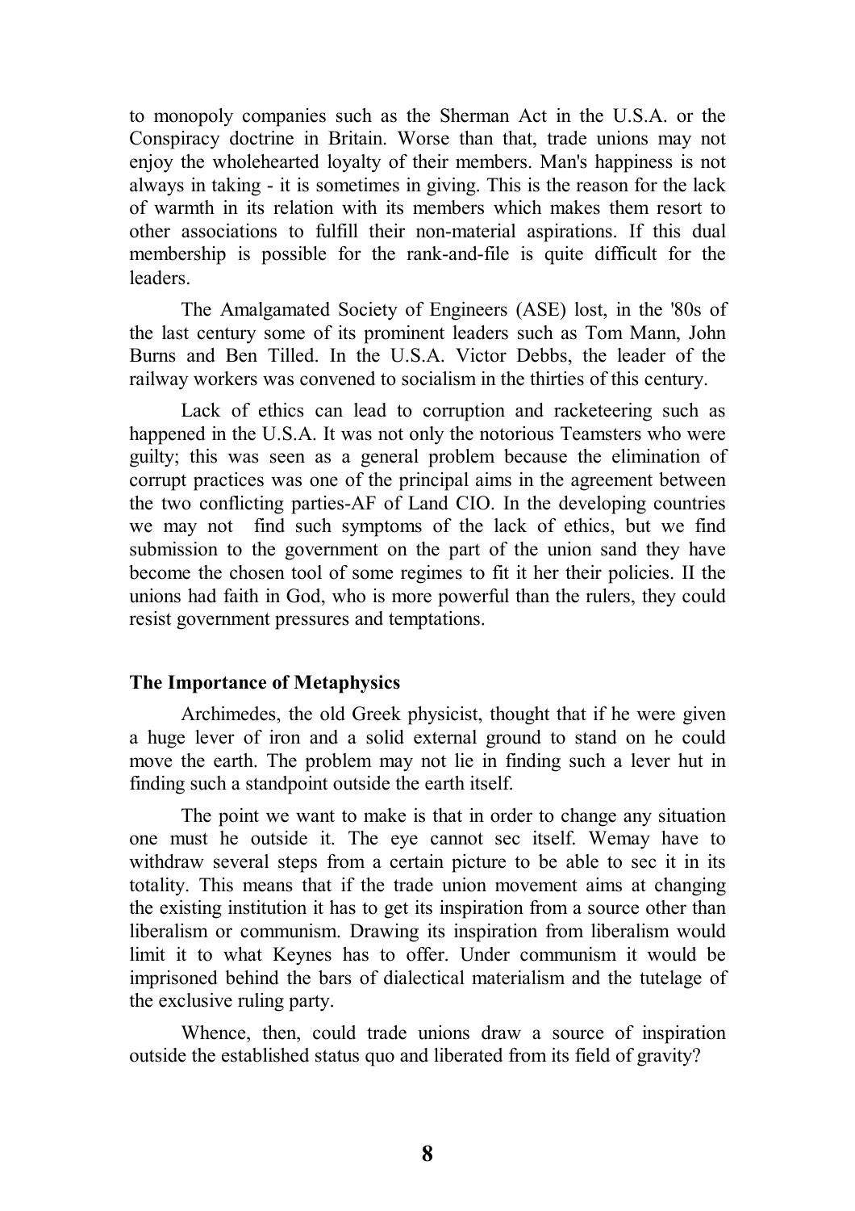to monopoly companies such as the Sherman Act in the U.S.A. or the Conspiracy doctrine in Britain. Worse than that, trade unions may not enjoy the wholehearted loyalty of their members. Man's happiness is not always in taking - it is sometimes in giving. This is the reason for the lack of warmth in its relation with its members which makes them resort to other associations to fulfill their non-material aspirations. If this dual membership is possible for the rank-and-file is quite difficult for the leaders.

The Amalgamated Society of Engineers (ASE) lost, in the '80s of the last century some of its prominent leaders such as Tom Mann, John Burns and Ben Tilled. In the U.S.A. Victor Debbs, the leader of the railway workers was convened to socialism in the thirties of this century.

Lack of ethics can lead to corruption and racketeering such as happened in the U.S.A. It was not only the notorious Teamsters who were guilty; this was seen as a general problem because the elimination of corrupt practices was one of the principal aims in the agreement between the two conflicting parties-AF of Land CIO. In the developing countries we may not find such symptoms of the lack of ethics, but we find submission to the government on the part of the union sand they have become the chosen tool of some regimes to fit it her their policies. II the unions had faith in God, who is more powerful than the rulers, they could resist government pressures and temptations.

### The Importance of Metaphysics

Archimedes, the old Greek physicist, thought that if he were given a huge lever of iron and a solid external ground to stand on he could move the earth. The problem may not lie in finding such a lever hut in finding such a standpoint outside the earth itself.

The point we want to make is that in order to change any situation one must he outside it. The eye cannot sec itself. Wemay have to withdraw several steps from a certain picture to be able to sec it in its totality. This means that if the trade union movement aims at changing the existing institution it has to get its inspiration from a source other than liberalism or communism. Drawing its inspiration from liberalism would limit it to what Keynes has to offer. Under communism it would be imprisoned behind the bars of dialectical materialism and the tutelage of the exclusive ruling party.

Whence, then, could trade unions draw a source of inspiration outside the established status quo and liberated from its field of gravity?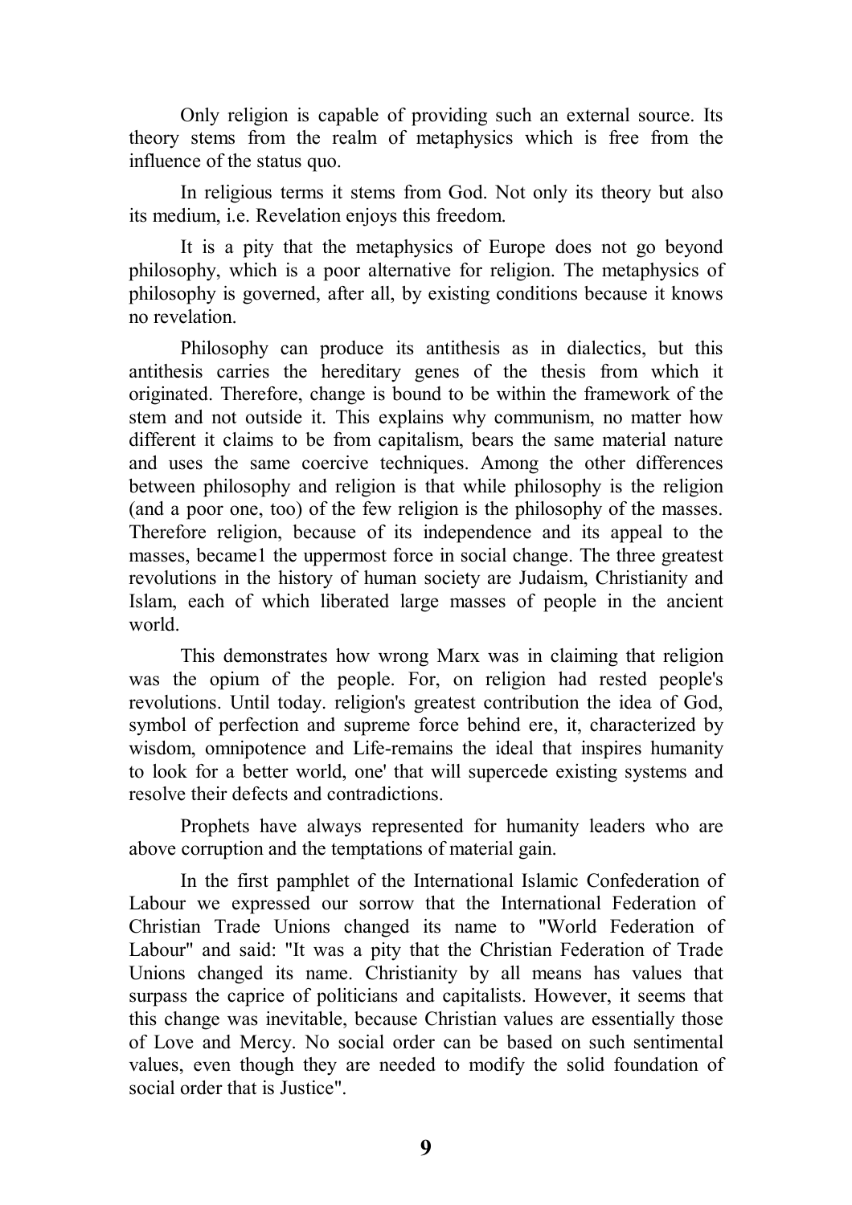Only religion is capable of providing such an external source. Its theory stems from the realm of metaphysics which is free from the influence of the status quo.

In religious terms it stems from God. Not only its theory but also its medium, i.e. Revelation enjoys this freedom.

It is a pity that the metaphysics of Europe does not go beyond philosophy, which is a poor alternative for religion. The metaphysics of philosophy is governed, after all, by existing conditions because it knows no revelation.

Philosophy can produce its antithesis as in dialectics, but this antithesis carries the hereditary genes of the thesis from which it originated. Therefore, change is bound to be within the framework of the stem and not outside it. This explains why communism, no matter how different it claims to be from capitalism, bears the same material nature and uses the same coercive techniques. Among the other differences between philosophy and religion is that while philosophy is the religion (and a poor one, too) of the few religion is the philosophy of the masses. Therefore religion, because of its independence and its appeal to the masses, became1 the uppermost force in social change. The three greatest revolutions in the history of human society are Judaism, Christianity and Islam, each of which liberated large masses of people in the ancient world.

This demonstrates how wrong Marx was in claiming that religion was the opium of the people. For, on religion had rested people's revolutions. Until today. religion's greatest contribution the idea of God, symbol of perfection and supreme force behind ere, it, characterized by wisdom, omnipotence and Life-remains the ideal that inspires humanity to look for a better world, one' that will supercede existing systems and resolve their defects and contradictions.

Prophets have always represented for humanity leaders who are above corruption and the temptations of material gain.

In the first pamphlet of the International Islamic Confederation of Labour we expressed our sorrow that the International Federation of Christian Trade Unions changed its name to "World Federation of Labour" and said: "It was a pity that the Christian Federation of Trade Unions changed its name. Christianity by all means has values that surpass the caprice of politicians and capitalists. However, it seems that this change was inevitable, because Christian values are essentially those of Love and Mercy. No social order can be based on such sentimental values, even though they are needed to modify the solid foundation of social order that is Justice".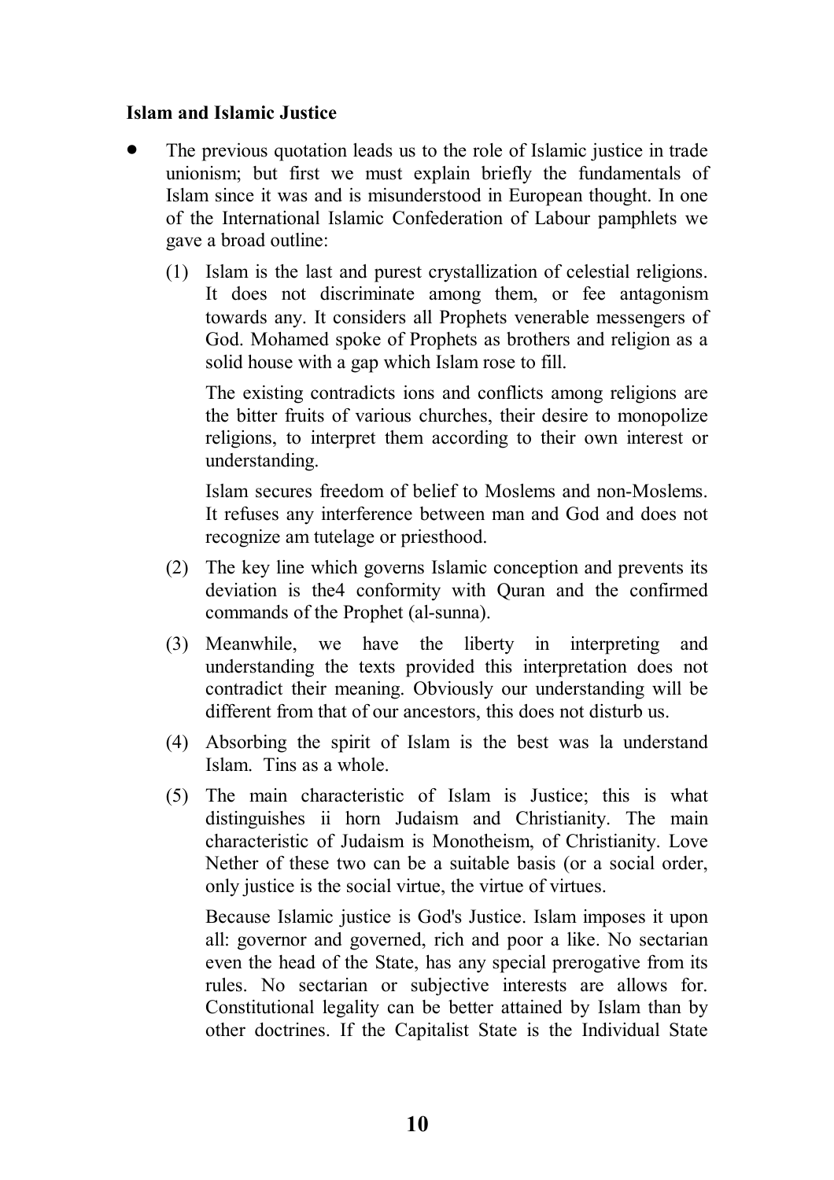**Islam and Islamic Justice**

- The previous quotation leads us to the role of Islamic justice in trade unionism; but first we must explain briefly the fundamentals of Islam since it was and is misunderstood in European thought. In one of the International Islamic Confederation of Labour pamphlets we gave a broad outline:

  (1) Islam is the last and purest crystallization of celestial religions. It does not discriminate among them, or fee antagonism towards any. It considers all Prophets venerable messengers of God. Mohamed spoke of Prophets as brothers and religion as a solid house with a gap which Islam rose to fill.

  The existing contradicts ions and conflicts among religions are the bitter fruits of various churches, their desire to monopolize religions, to interpret them according to their own interest or understanding.

  Islam secures freedom of belief to Moslems and non-Moslems. It refuses any interference between man and God and does not recognize am tutelage or priesthood.

  (2) The key line which governs Islamic conception and prevents its deviation is the4 conformity with Quran and the confirmed commands of the Prophet (al-sunna).

  (3) Meanwhile, we have the liberty in interpreting and understanding the texts provided this interpretation does not contradict their meaning. Obviously our understanding will be different from that of our ancestors, this does not disturb us.

  (4) Absorbing the spirit of Islam is the best was la understand Islam. Tins as a whole.

  (5) The main characteristic of Islam is Justice; this is what distinguishes ii horn Judaism and Christianity. The main characteristic of Judaism is Monotheism, of Christianity. Love Nether of these two can be a suitable basis (or a social order, only justice is the social virtue, the virtue of virtues.

  Because Islamic justice is God's Justice. Islam imposes it upon all: governor and governed, rich and poor a like. No sectarian even the head of the State, has any special prerogative from its rules. No sectarian or subjective interests are allows for. Constitutional legality can be better attained by Islam than by other doctrines. If the Capitalist State is the Individual State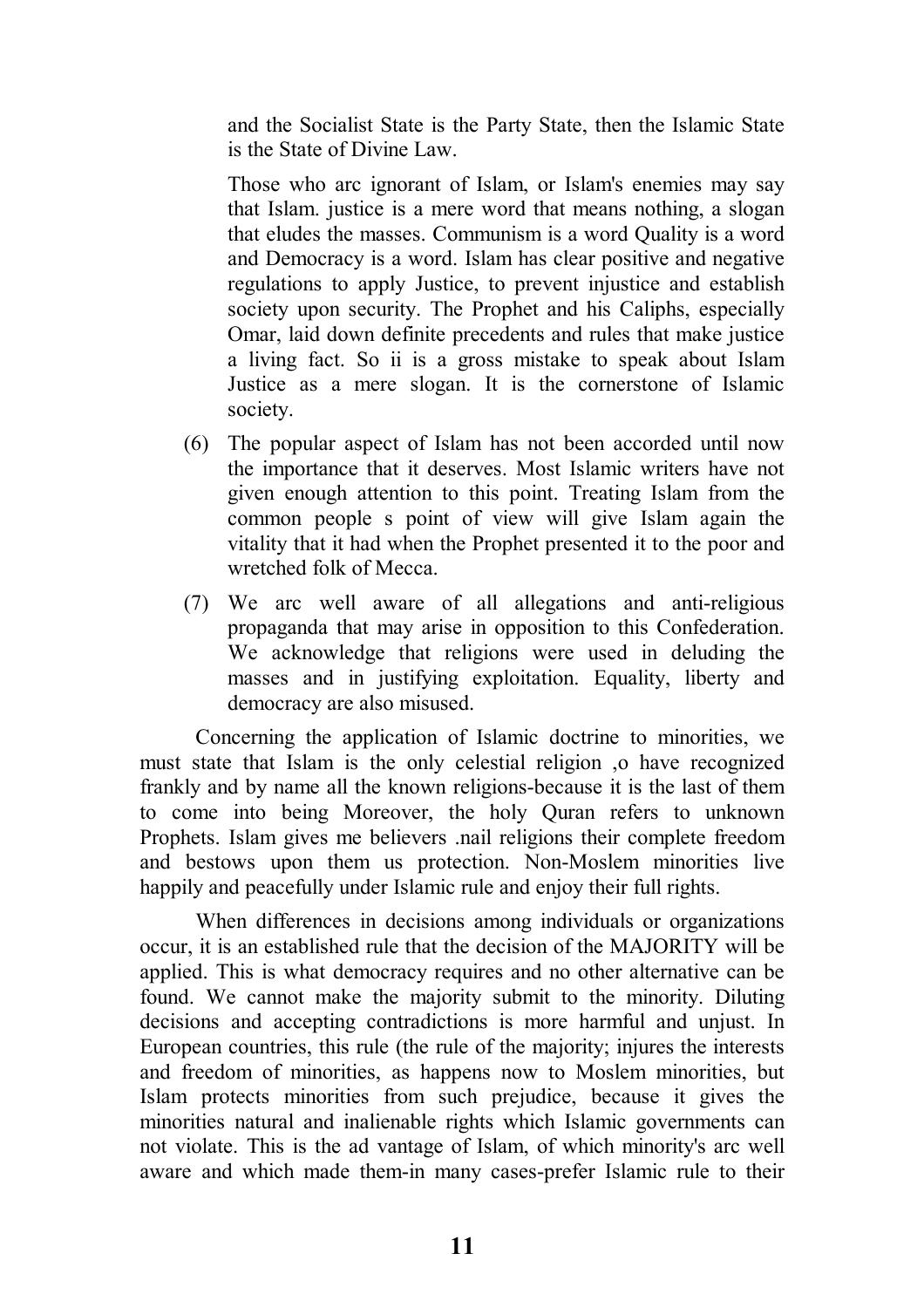and the Socialist State is the Party State, then the Islamic State is the State of Divine Law.

Those who arc ignorant of Islam, or Islam's enemies may say that Islam. justice is a mere word that means nothing, a slogan that eludes the masses. Communism is a word Quality is a word and Democracy is a word. Islam has clear positive and negative regulations to apply Justice, to prevent injustice and establish society upon security. The Prophet and his Caliphs, especially Omar, laid down definite precedents and rules that make justice a living fact. So ii is a gross mistake to speak about Islam Justice as a mere slogan. It is the cornerstone of Islamic society.

(6) The popular aspect of Islam has not been accorded until now the importance that it deserves. Most Islamic writers have not given enough attention to this point. Treating Islam from the common people s point of view will give Islam again the vitality that it had when the Prophet presented it to the poor and wretched folk of Mecca.

(7) We arc well aware of all allegations and anti-religious propaganda that may arise in opposition to this Confederation. We acknowledge that religions were used in deluding the masses and in justifying exploitation. Equality, liberty and democracy are also misused.

Concerning the application of Islamic doctrine to minorities, we must state that Islam is the only celestial religion ,o have recognized frankly and by name all the known religions-because it is the last of them to come into being Moreover, the holy Quran refers to unknown Prophets. Islam gives me believers .nail religions their complete freedom and bestows upon them us protection. Non-Moslem minorities live happily and peacefully under Islamic rule and enjoy their full rights.

When differences in decisions among individuals or organizations occur, it is an established rule that the decision of the MAJORITY will be applied. This is what democracy requires and no other alternative can be found. We cannot make the majority submit to the minority. Diluting decisions and accepting contradictions is more harmful and unjust. In European countries, this rule (the rule of the majority; injures the interests and freedom of minorities, as happens now to Moslem minorities, but Islam protects minorities from such prejudice, because it gives the minorities natural and inalienable rights which Islamic governments can not violate. This is the ad vantage of Islam, of which minority's arc well aware and which made them-in many cases-prefer Islamic rule to their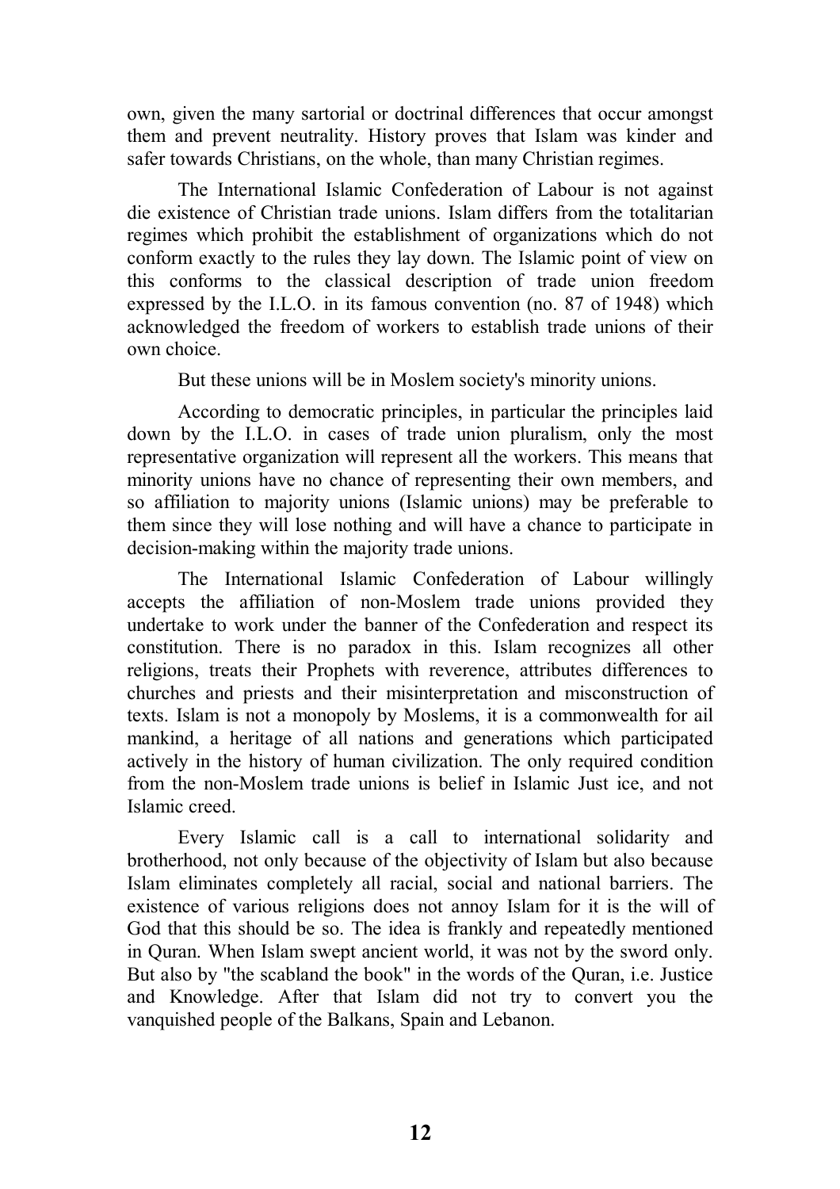own, given the many sartorial or doctrinal differences that occur amongst them and prevent neutrality. History proves that Islam was kinder and safer towards Christians, on the whole, than many Christian regimes.

The International Islamic Confederation of Labour is not against die existence of Christian trade unions. Islam differs from the totalitarian regimes which prohibit the establishment of organizations which do not conform exactly to the rules they lay down. The Islamic point of view on this conforms to the classical description of trade union freedom expressed by the I.L.O. in its famous convention (no. 87 of 1948) which acknowledged the freedom of workers to establish trade unions of their own choice.

But these unions will be in Moslem society's minority unions.

According to democratic principles, in particular the principles laid down by the I.L.O. in cases of trade union pluralism, only the most representative organization will represent all the workers. This means that minority unions have no chance of representing their own members, and so affiliation to majority unions (Islamic unions) may be preferable to them since they will lose nothing and will have a chance to participate in decision-making within the majority trade unions.

The International Islamic Confederation of Labour willingly accepts the affiliation of non-Moslem trade unions provided they undertake to work under the banner of the Confederation and respect its constitution. There is no paradox in this. Islam recognizes all other religions, treats their Prophets with reverence, attributes differences to churches and priests and their misinterpretation and misconstruction of texts. Islam is not a monopoly by Moslems, it is a commonwealth for ail mankind, a heritage of all nations and generations which participated actively in the history of human civilization. The only required condition from the non-Moslem trade unions is belief in Islamic Just ice, and not Islamic creed.

Every Islamic call is a call to international solidarity and brotherhood, not only because of the objectivity of Islam but also because Islam eliminates completely all racial, social and national barriers. The existence of various religions does not annoy Islam for it is the will of God that this should be so. The idea is frankly and repeatedly mentioned in Quran. When Islam swept ancient world, it was not by the sword only. But also by "the scabland the book" in the words of the Quran, i.e. Justice and Knowledge. After that Islam did not try to convert you the vanquished people of the Balkans, Spain and Lebanon.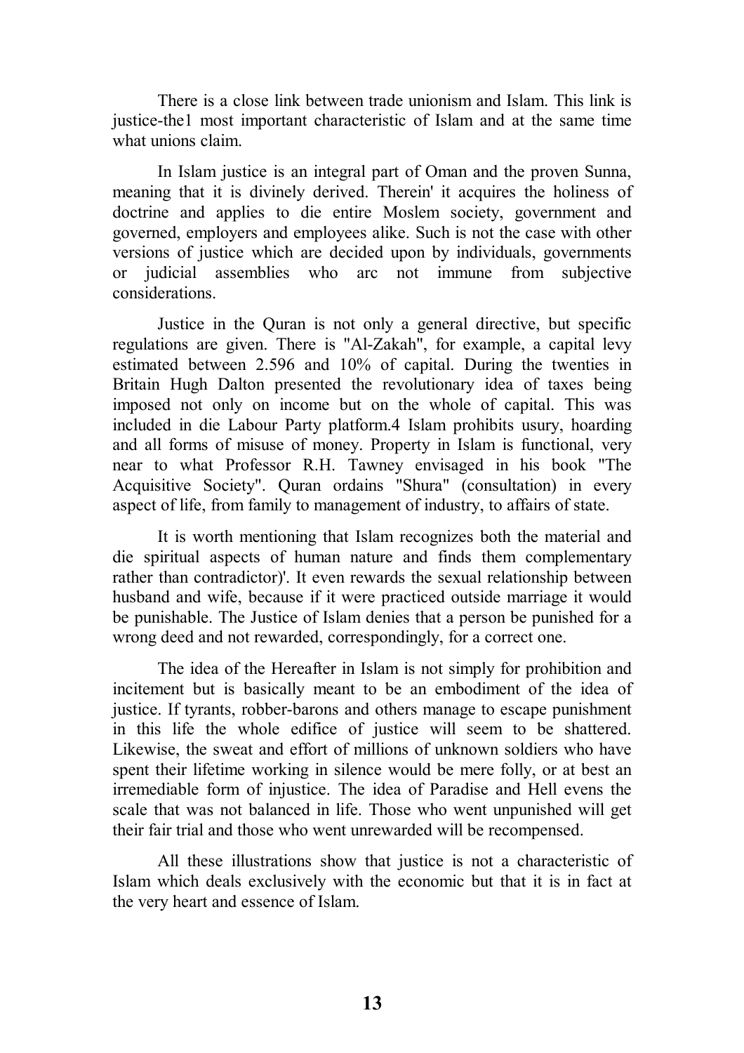There is a close link between trade unionism and Islam. This link is justice-the1 most important characteristic of Islam and at the same time what unions claim.

In Islam justice is an integral part of Oman and the proven Sunna, meaning that it is divinely derived. Therein' it acquires the holiness of doctrine and applies to die entire Moslem society, government and governed, employers and employees alike. Such is not the case with other versions of justice which are decided upon by individuals, governments or judicial assemblies who arc not immune from subjective considerations.

Justice in the Quran is not only a general directive, but specific regulations are given. There is "Al-Zakah", for example, a capital levy estimated between 2.596 and 10% of capital. During the twenties in Britain Hugh Dalton presented the revolutionary idea of taxes being imposed not only on income but on the whole of capital. This was included in die Labour Party platform.4 Islam prohibits usury, hoarding and all forms of misuse of money. Property in Islam is functional, very near to what Professor R.H. Tawney envisaged in his book "The Acquisitive Society". Quran ordains "Shura" (consultation) in every aspect of life, from family to management of industry, to affairs of state.

It is worth mentioning that Islam recognizes both the material and die spiritual aspects of human nature and finds them complementary rather than contradictor)'. It even rewards the sexual relationship between husband and wife, because if it were practiced outside marriage it would be punishable. The Justice of Islam denies that a person be punished for a wrong deed and not rewarded, correspondingly, for a correct one.

The idea of the Hereafter in Islam is not simply for prohibition and incitement but is basically meant to be an embodiment of the idea of justice. If tyrants, robber-barons and others manage to escape punishment in this life the whole edifice of justice will seem to be shattered. Likewise, the sweat and effort of millions of unknown soldiers who have spent their lifetime working in silence would be mere folly, or at best an irremediable form of injustice. The idea of Paradise and Hell evens the scale that was not balanced in life. Those who went unpunished will get their fair trial and those who went unrewarded will be recompensed.

All these illustrations show that justice is not a characteristic of Islam which deals exclusively with the economic but that it is in fact at the very heart and essence of Islam.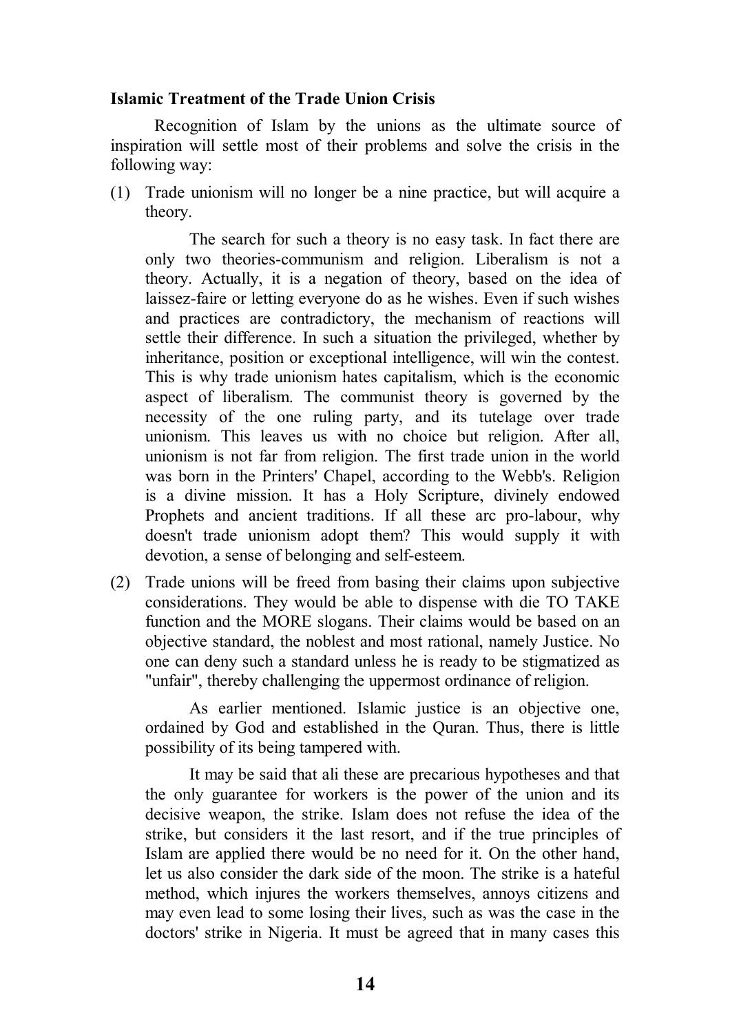**Islamic Treatment of the Trade Union Crisis**

Recognition of Islam by the unions as the ultimate source of inspiration will settle most of their problems and solve the crisis in the following way:

(1) Trade unionism will no longer be a nine practice, but will acquire a theory.

    The search for such a theory is no easy task. In fact there are only two theories-communism and religion. Liberalism is not a theory. Actually, it is a negation of theory, based on the idea of laissez-faire or letting everyone do as he wishes. Even if such wishes and practices are contradictory, the mechanism of reactions will settle their difference. In such a situation the privileged, whether by inheritance, position or exceptional intelligence, will win the contest. This is why trade unionism hates capitalism, which is the economic aspect of liberalism. The communist theory is governed by the necessity of the one ruling party, and its tutelage over trade unionism. This leaves us with no choice but religion. After all, unionism is not far from religion. The first trade union in the world was born in the Printers' Chapel, according to the Webb's. Religion is a divine mission. It has a Holy Scripture, divinely endowed Prophets and ancient traditions. If all these arc pro-labour, why doesn't trade unionism adopt them? This would supply it with devotion, a sense of belonging and self-esteem.

(2) Trade unions will be freed from basing their claims upon subjective considerations. They would be able to dispense with die TO TAKE function and the MORE slogans. Their claims would be based on an objective standard, the noblest and most rational, namely Justice. No one can deny such a standard unless he is ready to be stigmatized as "unfair", thereby challenging the uppermost ordinance of religion.

    As earlier mentioned. Islamic justice is an objective one, ordained by God and established in the Quran. Thus, there is little possibility of its being tampered with.

    It may be said that ali these are precarious hypotheses and that the only guarantee for workers is the power of the union and its decisive weapon, the strike. Islam does not refuse the idea of the strike, but considers it the last resort, and if the true principles of Islam are applied there would be no need for it. On the other hand, let us also consider the dark side of the moon. The strike is a hateful method, which injures the workers themselves, annoys citizens and may even lead to some losing their lives, such as was the case in the doctors' strike in Nigeria. It must be agreed that in many cases this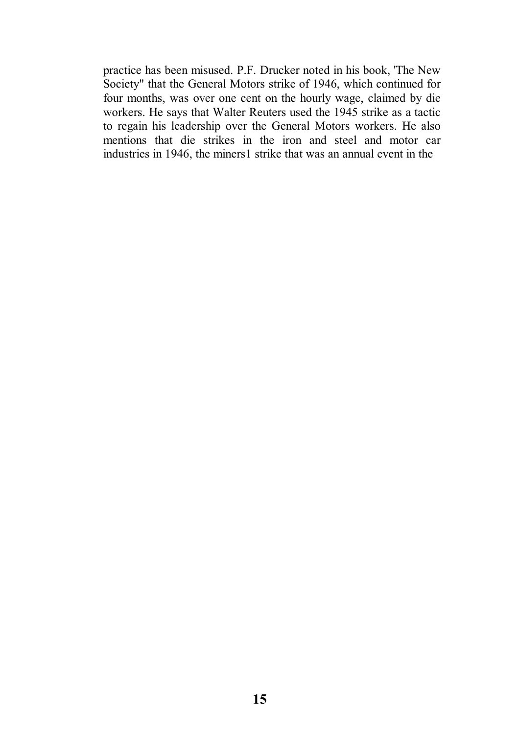practice has been misused. P.F. Drucker noted in his book, 'The New Society" that the General Motors strike of 1946, which continued for four months, was over one cent on the hourly wage, claimed by die workers. He says that Walter Reuters used the 1945 strike as a tactic to regain his leadership over the General Motors workers. He also mentions that die strikes in the iron and steel and motor car industries in 1946, the miners1 strike that was an annual event in the